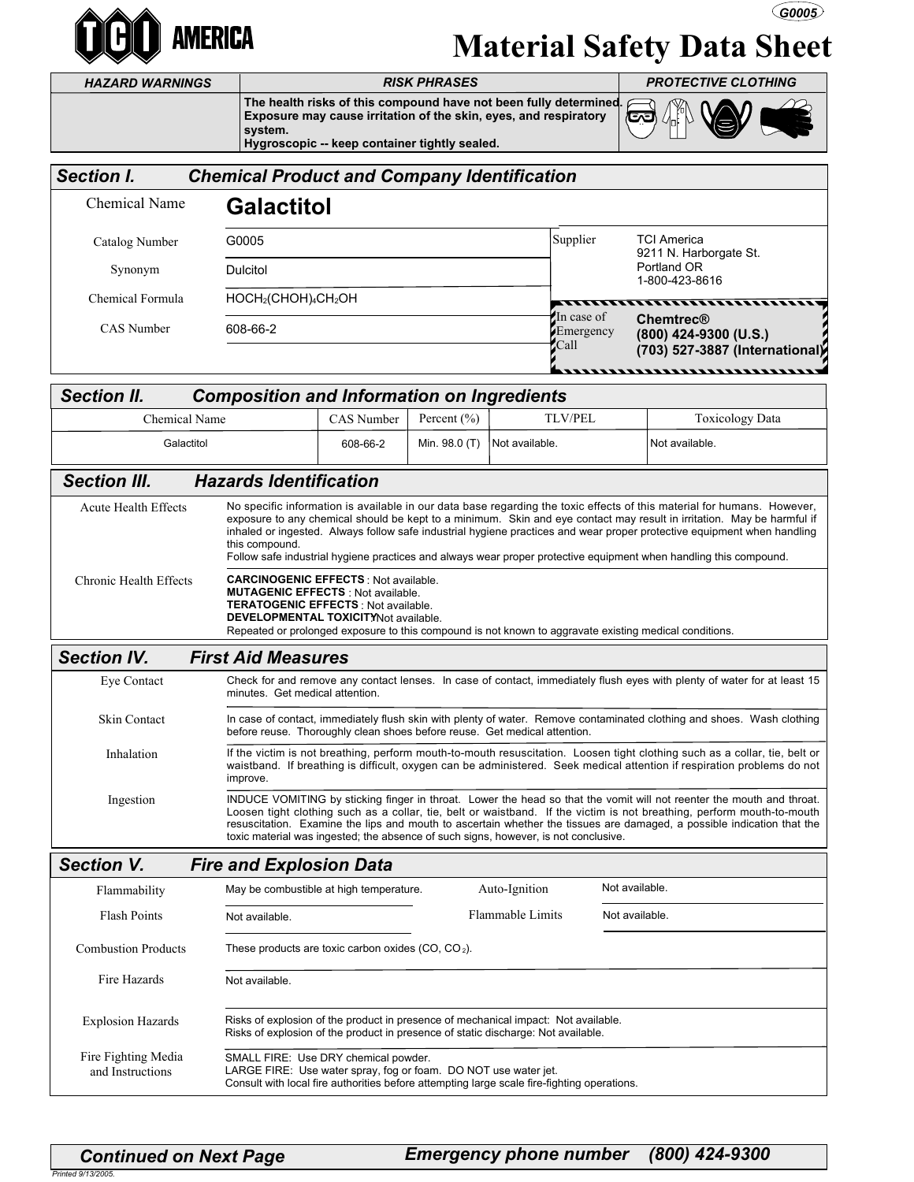# Material Safety Data Sheet

G0005

TCI AMERICA

| HAZARD WARNINGS | RISK PHRASES | PROTECTIVE CLOTHING |
|---|---|---|
| | The health risks of this compound have not been fully determined. Exposure may cause irritation of the skin, eyes, and respiratory system. Hygroscopic -- keep container tightly sealed. | |

## Section I. Chemical Product and Company Identification

| | |
|---|---|
| Chemical Name | **Galactitol** |
| Catalog Number | G0005 |
| Synonym | Dulcitol |
| Chemical Formula | $HOCH_2(CHOH)_4CH_2OH$ |
| CAS Number | 608-66-2 |

**Supplier:** TCI America, 9211 N. Harborgate St., Portland OR, 1-800-423-8616

**In case of Emergency Call:** **Chemtrec® (800) 424-9300 (U.S.) (703) 527-3887 (International)**

## Section II. Composition and Information on Ingredients

| Chemical Name | CAS Number | Percent (%) | TLV/PEL | Toxicology Data |
|---|---|---|---|---|
| Galactitol | 608-66-2 | Min. 98.0 (T) | Not available. | Not available. |

## Section III. Hazards Identification

**Acute Health Effects**

No specific information is available in our data base regarding the toxic effects of this material for humans. However, exposure to any chemical should be kept to a minimum. Skin and eye contact may result in irritation. May be harmful if inhaled or ingested. Always follow safe industrial hygiene practices and wear proper protective equipment when handling this compound.
Follow safe industrial hygiene practices and always wear proper protective equipment when handling this compound.

**Chronic Health Effects**

**CARCINOGENIC EFFECTS** : Not available.
**MUTAGENIC EFFECTS** : Not available.
**TERATOGENIC EFFECTS** : Not available.
**DEVELOPMENTAL TOXICITY:** Not available.
Repeated or prolonged exposure to this compound is not known to aggravate existing medical conditions.

## Section IV. First Aid Measures

**Eye Contact**

Check for and remove any contact lenses. In case of contact, immediately flush eyes with plenty of water for at least 15 minutes. Get medical attention.

**Skin Contact**

In case of contact, immediately flush skin with plenty of water. Remove contaminated clothing and shoes. Wash clothing before reuse. Thoroughly clean shoes before reuse. Get medical attention.

**Inhalation**

If the victim is not breathing, perform mouth-to-mouth resuscitation. Loosen tight clothing such as a collar, tie, belt or waistband. If breathing is difficult, oxygen can be administered. Seek medical attention if respiration problems do not improve.

**Ingestion**

INDUCE VOMITING by sticking finger in throat. Lower the head so that the vomit will not reenter the mouth and throat. Loosen tight clothing such as a collar, tie, belt or waistband. If the victim is not breathing, perform mouth-to-mouth resuscitation. Examine the lips and mouth to ascertain whether the tissues are damaged, a possible indication that the toxic material was ingested; the absence of such signs, however, is not conclusive.

## Section V. Fire and Explosion Data

| | | | |
|---|---|---|---|
| Flammability | May be combustible at high temperature. | Auto-Ignition | Not available. |
| Flash Points | Not available. | Flammable Limits | Not available. |

**Combustion Products**

These products are toxic carbon oxides (CO, $CO_2$).

**Fire Hazards**

Not available.

**Explosion Hazards**

Risks of explosion of the product in presence of mechanical impact: Not available.
Risks of explosion of the product in presence of static discharge: Not available.

**Fire Fighting Media and Instructions**

SMALL FIRE: Use DRY chemical powder.
LARGE FIRE: Use water spray, fog or foam. DO NOT use water jet.
Consult with local fire authorities before attempting large scale fire-fighting operations.

**Continued on Next Page** — **Emergency phone number (800) 424-9300**

Printed 9/13/2005.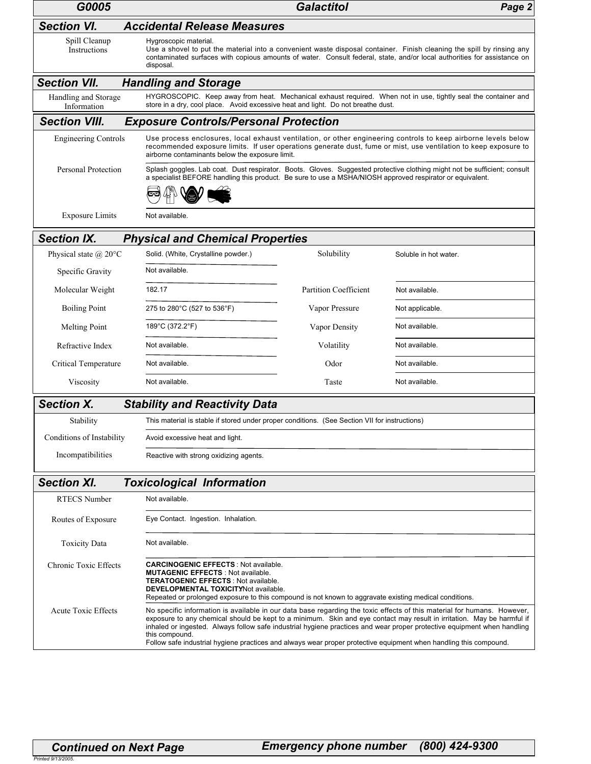## Section VI. Accidental Release Measures

| | |
|---|---|
| Spill Cleanup Instructions | Hygroscopic material. Use a shovel to put the material into a convenient waste disposal container. Finish cleaning the spill by rinsing any contaminated surfaces with copious amounts of water. Consult federal, state, and/or local authorities for assistance on disposal. |

## Section VII. Handling and Storage

| | |
|---|---|
| Handling and Storage Information | HYGROSCOPIC. Keep away from heat. Mechanical exhaust required. When not in use, tightly seal the container and store in a dry, cool place. Avoid excessive heat and light. Do not breathe dust. |

## Section VIII. Exposure Controls/Personal Protection

| | |
|---|---|
| Engineering Controls | Use process enclosures, local exhaust ventilation, or other engineering controls to keep airborne levels below recommended exposure limits. If user operations generate dust, fume or mist, use ventilation to keep exposure to airborne contaminants below the exposure limit. |
| Personal Protection | Splash goggles. Lab coat. Dust respirator. Boots. Gloves. Suggested protective clothing might not be sufficient; consult a specialist BEFORE handling this product. Be sure to use a MSHA/NIOSH approved respirator or equivalent. |
| Exposure Limits | Not available. |

## Section IX. Physical and Chemical Properties

| | | | |
|---|---|---|---|
| Physical state @ 20°C | Solid. (White, Crystalline powder.) | Solubility | Soluble in hot water. |
| Specific Gravity | Not available. | | |
| Molecular Weight | 182.17 | Partition Coefficient | Not available. |
| Boiling Point | 275 to 280°C (527 to 536°F) | Vapor Pressure | Not applicable. |
| Melting Point | 189°C (372.2°F) | Vapor Density | Not available. |
| Refractive Index | Not available. | Volatility | Not available. |
| Critical Temperature | Not available. | Odor | Not available. |
| Viscosity | Not available. | Taste | Not available. |

## Section X. Stability and Reactivity Data

| | |
|---|---|
| Stability | This material is stable if stored under proper conditions. (See Section VII for instructions) |
| Conditions of Instability | Avoid excessive heat and light. |
| Incompatibilities | Reactive with strong oxidizing agents. |

## Section XI. Toxicological Information

| | |
|---|---|
| RTECS Number | Not available. |
| Routes of Exposure | Eye Contact. Ingestion. Inhalation. |
| Toxicity Data | Not available. |
| Chronic Toxic Effects | **CARCINOGENIC EFFECTS** : Not available.<br>**MUTAGENIC EFFECTS** : Not available.<br>**TERATOGENIC EFFECTS** : Not available.<br>**DEVELOPMENTAL TOXICITY**: Not available.<br>Repeated or prolonged exposure to this compound is not known to aggravate existing medical conditions. |
| Acute Toxic Effects | No specific information is available in our data base regarding the toxic effects of this material for humans. However, exposure to any chemical should be kept to a minimum. Skin and eye contact may result in irritation. May be harmful if inhaled or ingested. Always follow safe industrial hygiene practices and wear proper protective equipment when handling this compound.<br>Follow safe industrial hygiene practices and always wear proper protective equipment when handling this compound. |

**Continued on Next Page** **Emergency phone number (800) 424-9300**

Printed 9/13/2005.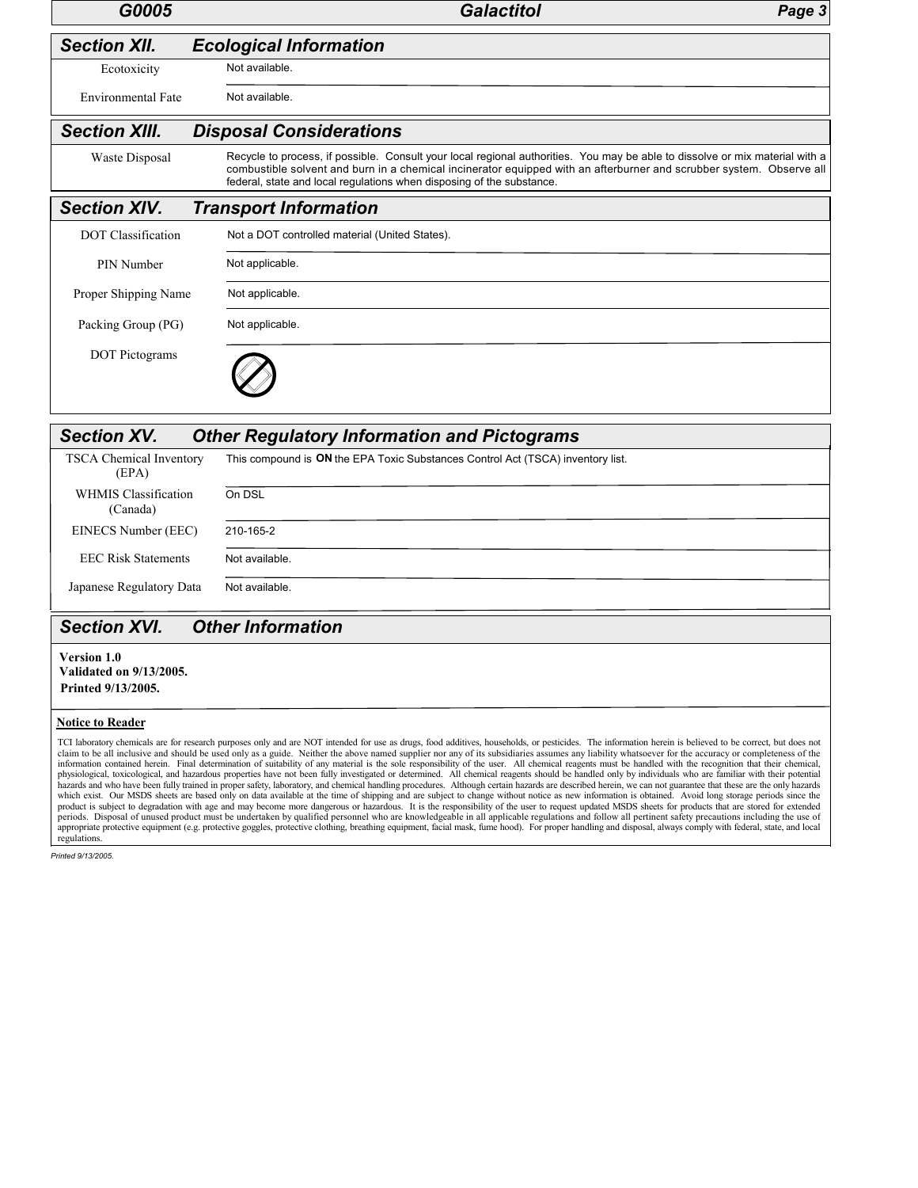## Section XII. Ecological Information

| | |
|---|---|
| Ecotoxicity | Not available. |
| Environmental Fate | Not available. |

## Section XIII. Disposal Considerations

| | |
|---|---|
| Waste Disposal | Recycle to process, if possible. Consult your local regional authorities. You may be able to dissolve or mix material with a combustible solvent and burn in a chemical incinerator equipped with an afterburner and scrubber system. Observe all federal, state and local regulations when disposing of the substance. |

## Section XIV. Transport Information

| | |
|---|---|
| DOT Classification | Not a DOT controlled material (United States). |
| PIN Number | Not applicable. |
| Proper Shipping Name | Not applicable. |
| Packing Group (PG) | Not applicable. |
| DOT Pictograms | |

## Section XV. Other Regulatory Information and Pictograms

| | |
|---|---|
| TSCA Chemical Inventory (EPA) | This compound is **ON** the EPA Toxic Substances Control Act (TSCA) inventory list. |
| WHMIS Classification (Canada) | On DSL |
| EINECS Number (EEC) | 210-165-2 |
| EEC Risk Statements | Not available. |
| Japanese Regulatory Data | Not available. |

## Section XVI. Other Information

**Version 1.0**
**Validated on 9/13/2005.**
**Printed 9/13/2005.**

**Notice to Reader**

TCI laboratory chemicals are for research purposes only and are NOT intended for use as drugs, food additives, households, or pesticides. The information herein is believed to be correct, but does not claim to be all inclusive and should be used only as a guide. Neither the above named supplier nor any of its subsidiaries assumes any liability whatsoever for the accuracy or completeness of the information contained herein. Final determination of suitability of any material is the sole responsibility of the user. All chemical reagents must be handled with the recognition that their chemical, physiological, toxicological, and hazardous properties have not been fully investigated or determined. All chemical reagents should be handled only by individuals who are familiar with their potential hazards and who have been fully trained in proper safety, laboratory, and chemical handling procedures. Although certain hazards are described herein, we can not guarantee that these are the only hazards which exist. Our MSDS sheets are based only on data available at the time of shipping and are subject to change without notice as new information is obtained. Avoid long storage periods since the product is subject to degradation with age and may become more dangerous or hazardous. It is the responsibility of the user to request updated MSDS sheets for products that are stored for extended periods. Disposal of unused product must be undertaken by qualified personnel who are knowledgeable in all applicable regulations and follow all pertinent safety precautions including the use of appropriate protective equipment (e.g. protective goggles, protective clothing, breathing equipment, facial mask, fume hood). For proper handling and disposal, always comply with federal, state, and local regulations.

*Printed 9/13/2005.*